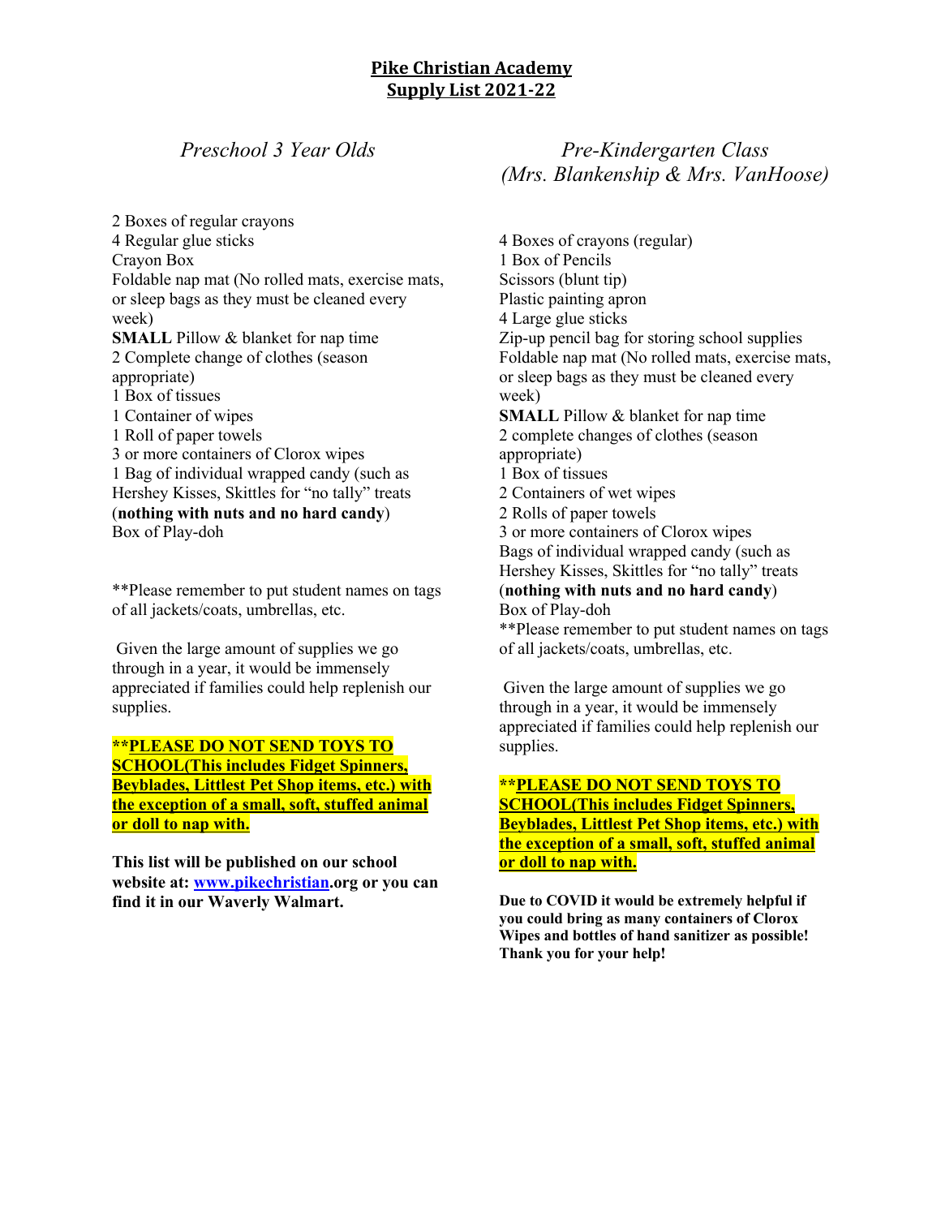# Pike Christian Academy
## Supply List 2021-22

### *Preschool 3 Year Olds*

2 Boxes of regular crayons
4 Regular glue sticks
Crayon Box
Foldable nap mat (No rolled mats, exercise mats, or sleep bags as they must be cleaned every week)
**SMALL** Pillow & blanket for nap time
2 Complete change of clothes (season appropriate)
1 Box of tissues
1 Container of wipes
1 Roll of paper towels
3 or more containers of Clorox wipes
1 Bag of individual wrapped candy (such as Hershey Kisses, Skittles for "no tally" treats (**nothing with nuts and no hard candy**)
Box of Play-doh

**Please remember to put student names on tags of all jackets/coats, umbrellas, etc.

Given the large amount of supplies we go through in a year, it would be immensely appreciated if families could help replenish our supplies.

****PLEASE DO NOT SEND TOYS TO SCHOOL(This includes Fidget Spinners, Beyblades, Littlest Pet Shop items, etc.) with the exception of a small, soft, stuffed animal or doll to nap with.**

**This list will be published on our school website at: www.pikechristian.org or you can find it in our Waverly Walmart.**

### *Pre-Kindergarten Class (Mrs. Blankenship & Mrs. VanHoose)*

4 Boxes of crayons (regular)
1 Box of Pencils
Scissors (blunt tip)
Plastic painting apron
4 Large glue sticks
Zip-up pencil bag for storing school supplies
Foldable nap mat (No rolled mats, exercise mats, or sleep bags as they must be cleaned every week)
**SMALL** Pillow & blanket for nap time
2 complete changes of clothes (season appropriate)
1 Box of tissues
2 Containers of wet wipes
2 Rolls of paper towels
3 or more containers of Clorox wipes
Bags of individual wrapped candy (such as Hershey Kisses, Skittles for "no tally" treats (**nothing with nuts and no hard candy**)
Box of Play-doh
**Please remember to put student names on tags of all jackets/coats, umbrellas, etc.

Given the large amount of supplies we go through in a year, it would be immensely appreciated if families could help replenish our supplies.

****PLEASE DO NOT SEND TOYS TO SCHOOL(This includes Fidget Spinners, Beyblades, Littlest Pet Shop items, etc.) with the exception of a small, soft, stuffed animal or doll to nap with.**

**Due to COVID it would be extremely helpful if you could bring as many containers of Clorox Wipes and bottles of hand sanitizer as possible! Thank you for your help!**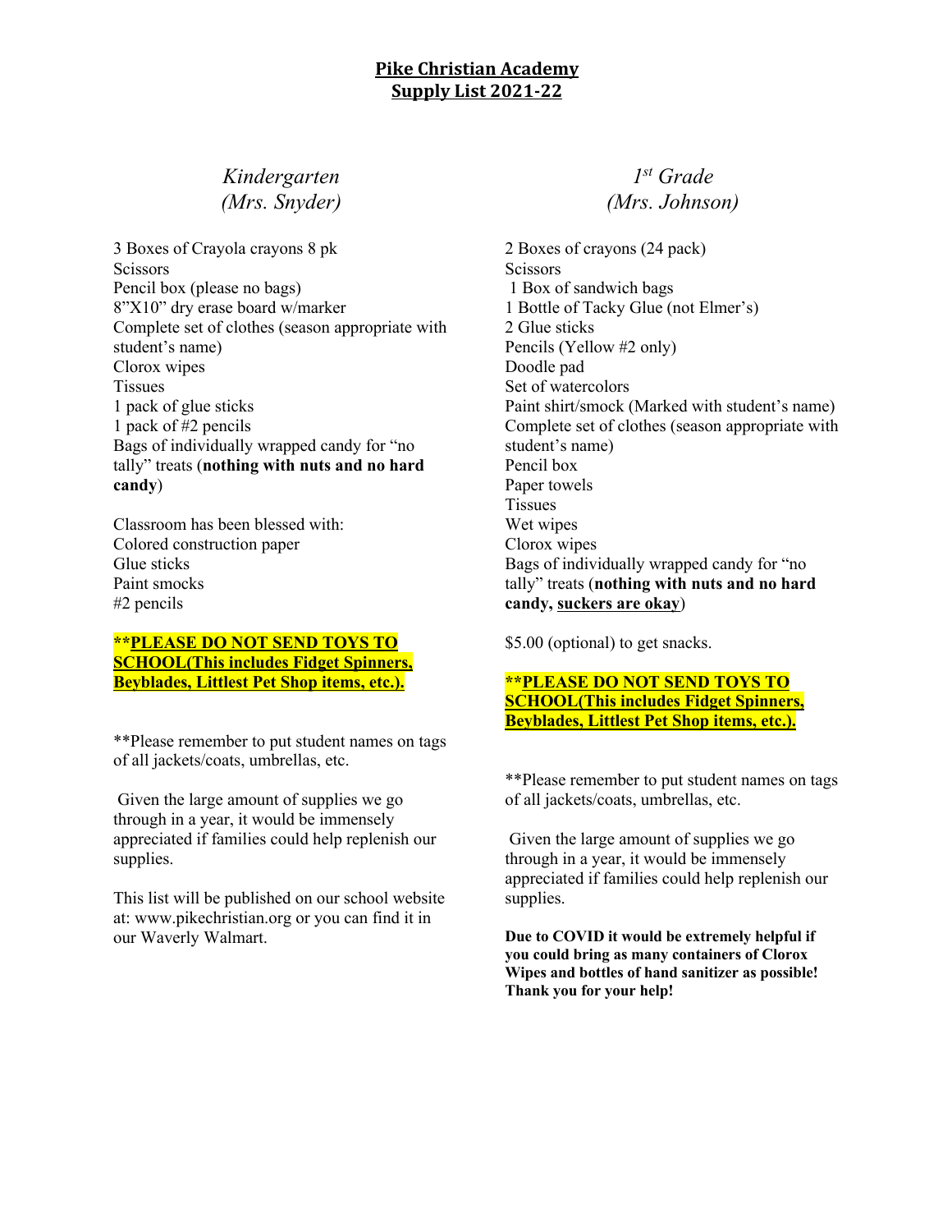# **Pike Christian Academy**
## **Supply List 2021-22**

### *Kindergarten*
### *(Mrs. Snyder)*

3 Boxes of Crayola crayons 8 pk
Scissors
Pencil box (please no bags)
8"X10" dry erase board w/marker
Complete set of clothes (season appropriate with student's name)
Clorox wipes
Tissues
1 pack of glue sticks
1 pack of #2 pencils
Bags of individually wrapped candy for "no tally" treats (**nothing with nuts and no hard candy**)

Classroom has been blessed with:
Colored construction paper
Glue sticks
Paint smocks
#2 pencils

****PLEASE DO NOT SEND TOYS TO SCHOOL(This includes Fidget Spinners, Beyblades, Littlest Pet Shop items, etc.).**

**Please remember to put student names on tags of all jackets/coats, umbrellas, etc.

Given the large amount of supplies we go through in a year, it would be immensely appreciated if families could help replenish our supplies.

This list will be published on our school website at: www.pikechristian.org or you can find it in our Waverly Walmart.

### *1st Grade*
### *(Mrs. Johnson)*

2 Boxes of crayons (24 pack)
Scissors
1 Box of sandwich bags
1 Bottle of Tacky Glue (not Elmer's)
2 Glue sticks
Pencils (Yellow #2 only)
Doodle pad
Set of watercolors
Paint shirt/smock (Marked with student's name)
Complete set of clothes (season appropriate with student's name)
Pencil box
Paper towels
Tissues
Wet wipes
Clorox wipes
Bags of individually wrapped candy for "no tally" treats (**nothing with nuts and no hard candy, suckers are okay**)

$5.00 (optional) to get snacks.

****PLEASE DO NOT SEND TOYS TO SCHOOL(This includes Fidget Spinners, Beyblades, Littlest Pet Shop items, etc.).**

**Please remember to put student names on tags of all jackets/coats, umbrellas, etc.

Given the large amount of supplies we go through in a year, it would be immensely appreciated if families could help replenish our supplies.

**Due to COVID it would be extremely helpful if you could bring as many containers of Clorox Wipes and bottles of hand sanitizer as possible! Thank you for your help!**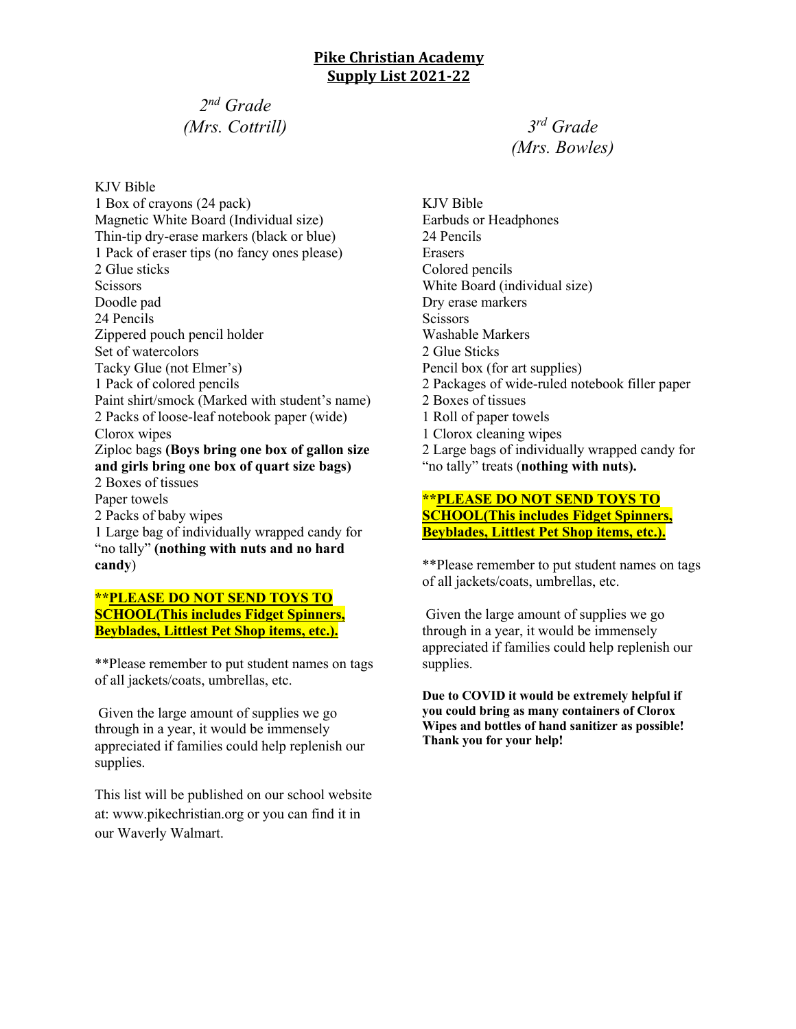# **Pike Christian Academy**
# **Supply List 2021-22**

## *2nd Grade*
## *(Mrs. Cottrill)*

KJV Bible
1 Box of crayons (24 pack)
Magnetic White Board (Individual size)
Thin-tip dry-erase markers (black or blue)
1 Pack of eraser tips (no fancy ones please)
2 Glue sticks
Scissors
Doodle pad
24 Pencils
Zippered pouch pencil holder
Set of watercolors
Tacky Glue (not Elmer's)
1 Pack of colored pencils
Paint shirt/smock (Marked with student's name)
2 Packs of loose-leaf notebook paper (wide)
Clorox wipes
Ziploc bags **(Boys bring one box of gallon size and girls bring one box of quart size bags)**
2 Boxes of tissues
Paper towels
2 Packs of baby wipes
1 Large bag of individually wrapped candy for "no tally" **(nothing with nuts and no hard candy**)

****PLEASE DO NOT SEND TOYS TO SCHOOL(This includes Fidget Spinners, Beyblades, Littlest Pet Shop items, etc.).**

**Please remember to put student names on tags of all jackets/coats, umbrellas, etc.

Given the large amount of supplies we go through in a year, it would be immensely appreciated if families could help replenish our supplies.

This list will be published on our school website at: www.pikechristian.org or you can find it in our Waverly Walmart.

## *3rd Grade*
## *(Mrs. Bowles)*

KJV Bible
Earbuds or Headphones
24 Pencils
Erasers
Colored pencils
White Board (individual size)
Dry erase markers
Scissors
Washable Markers
2 Glue Sticks
Pencil box (for art supplies)
2 Packages of wide-ruled notebook filler paper
2 Boxes of tissues
1 Roll of paper towels
1 Clorox cleaning wipes
2 Large bags of individually wrapped candy for "no tally" treats (**nothing with nuts).**

****PLEASE DO NOT SEND TOYS TO SCHOOL(This includes Fidget Spinners, Beyblades, Littlest Pet Shop items, etc.).**

**Please remember to put student names on tags of all jackets/coats, umbrellas, etc.

Given the large amount of supplies we go through in a year, it would be immensely appreciated if families could help replenish our supplies.

**Due to COVID it would be extremely helpful if you could bring as many containers of Clorox Wipes and bottles of hand sanitizer as possible! Thank you for your help!**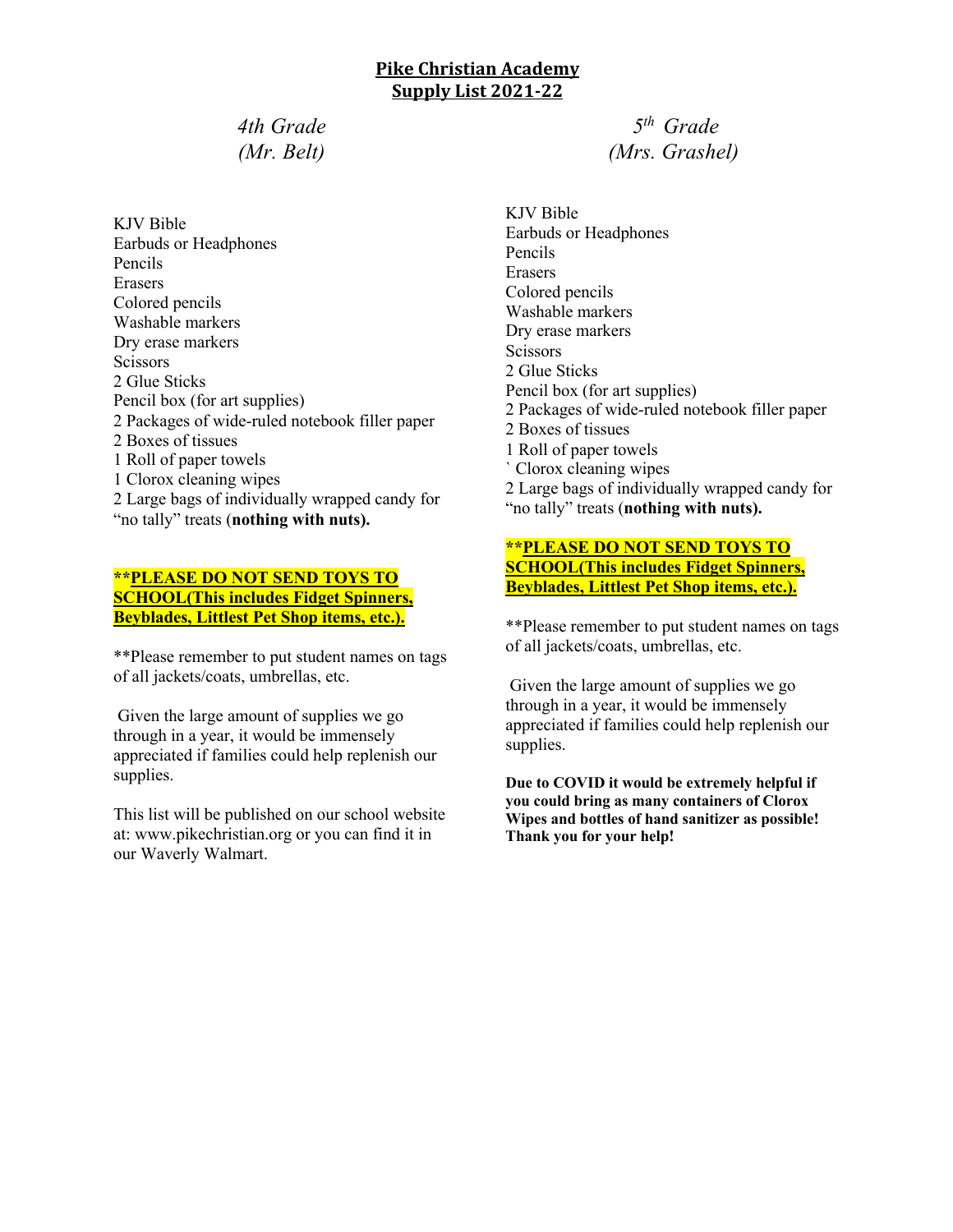# **Pike Christian Academy**
## **Supply List 2021-22**

### *4th Grade*
### *(Mr. Belt)*

KJV Bible
Earbuds or Headphones
Pencils
Erasers
Colored pencils
Washable markers
Dry erase markers
Scissors
2 Glue Sticks
Pencil box (for art supplies)
2 Packages of wide-ruled notebook filler paper
2 Boxes of tissues
1 Roll of paper towels
1 Clorox cleaning wipes
2 Large bags of individually wrapped candy for "no tally" treats (**nothing with nuts).**

****PLEASE DO NOT SEND TOYS TO SCHOOL(This includes Fidget Spinners, Beyblades, Littlest Pet Shop items, etc.).**

**Please remember to put student names on tags of all jackets/coats, umbrellas, etc.

Given the large amount of supplies we go through in a year, it would be immensely appreciated if families could help replenish our supplies.

This list will be published on our school website at: www.pikechristian.org or you can find it in our Waverly Walmart.

### *5th Grade*
### *(Mrs. Grashel)*

KJV Bible
Earbuds or Headphones
Pencils
Erasers
Colored pencils
Washable markers
Dry erase markers
Scissors
2 Glue Sticks
Pencil box (for art supplies)
2 Packages of wide-ruled notebook filler paper
2 Boxes of tissues
1 Roll of paper towels
` Clorox cleaning wipes
2 Large bags of individually wrapped candy for "no tally" treats (**nothing with nuts).**

****PLEASE DO NOT SEND TOYS TO SCHOOL(This includes Fidget Spinners, Beyblades, Littlest Pet Shop items, etc.).**

**Please remember to put student names on tags of all jackets/coats, umbrellas, etc.

Given the large amount of supplies we go through in a year, it would be immensely appreciated if families could help replenish our supplies.

**Due to COVID it would be extremely helpful if you could bring as many containers of Clorox Wipes and bottles of hand sanitizer as possible! Thank you for your help!**